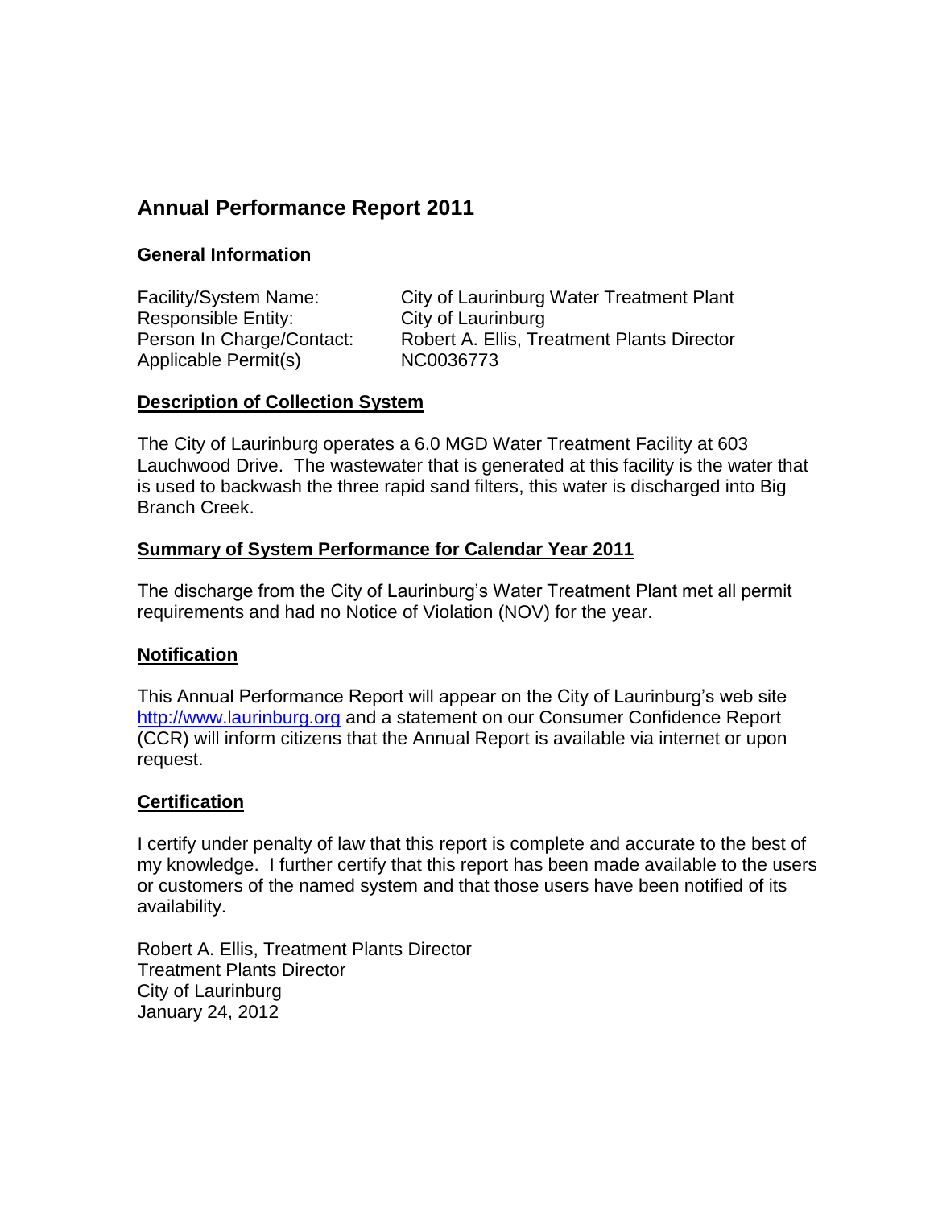# Annual Performance Report 2011

## General Information

Facility/System Name: City of Laurinburg Water Treatment Plant
Responsible Entity: City of Laurinburg
Person In Charge/Contact: Robert A. Ellis, Treatment Plants Director
Applicable Permit(s) NC0036773

## Description of Collection System

The City of Laurinburg operates a 6.0 MGD Water Treatment Facility at 603 Lauchwood Drive. The wastewater that is generated at this facility is the water that is used to backwash the three rapid sand filters, this water is discharged into Big Branch Creek.

## Summary of System Performance for Calendar Year 2011

The discharge from the City of Laurinburg's Water Treatment Plant met all permit requirements and had no Notice of Violation (NOV) for the year.

## Notification

This Annual Performance Report will appear on the City of Laurinburg's web site http://www.laurinburg.org and a statement on our Consumer Confidence Report (CCR) will inform citizens that the Annual Report is available via internet or upon request.

## Certification

I certify under penalty of law that this report is complete and accurate to the best of my knowledge. I further certify that this report has been made available to the users or customers of the named system and that those users have been notified of its availability.

Robert A. Ellis, Treatment Plants Director
Treatment Plants Director
City of Laurinburg
January 24, 2012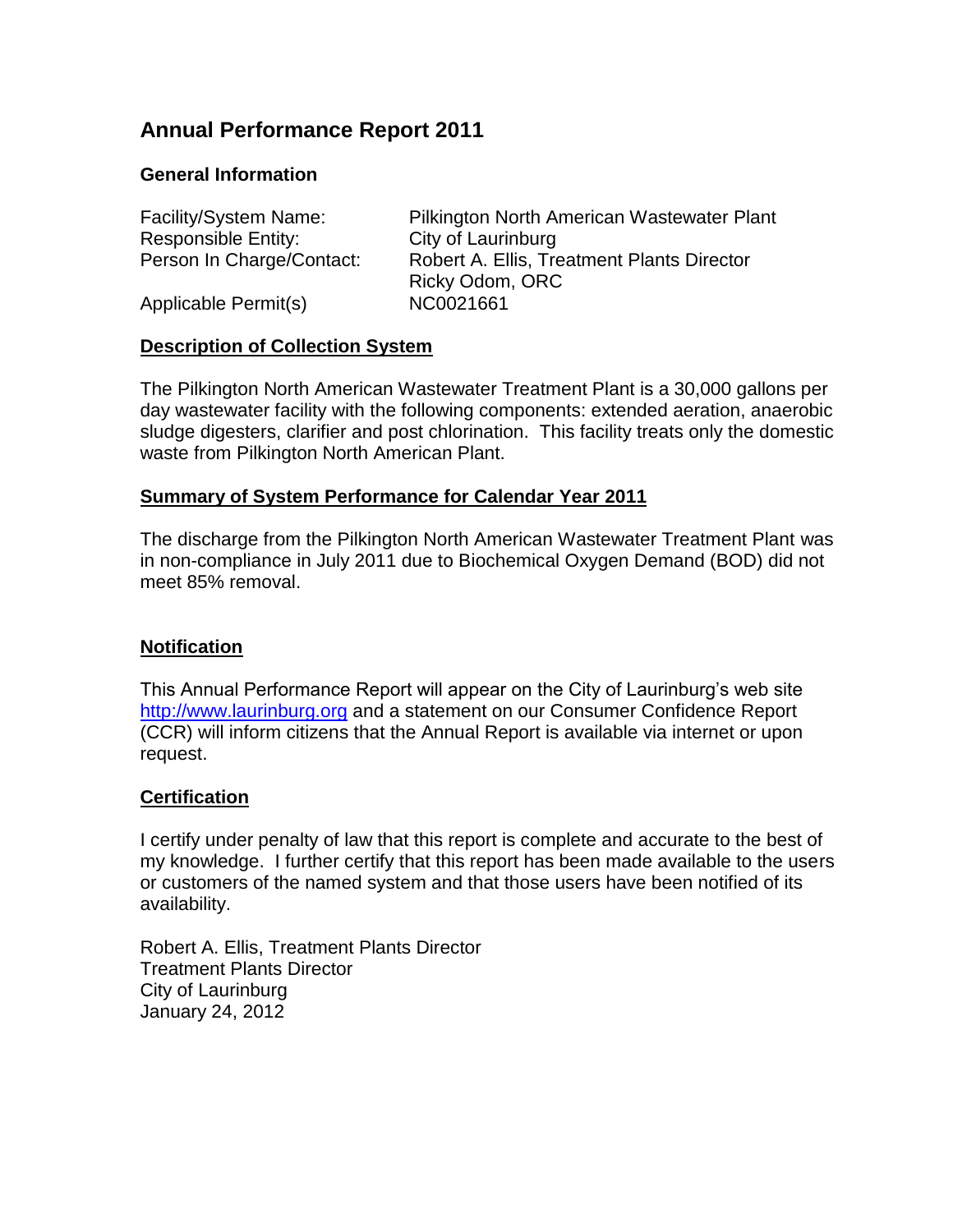# Annual Performance Report 2011

## General Information

| | |
|---|---|
| Facility/System Name: | Pilkington North American Wastewater Plant |
| Responsible Entity: | City of Laurinburg |
| Person In Charge/Contact: | Robert A. Ellis, Treatment Plants Director<br>Ricky Odom, ORC |
| Applicable Permit(s) | NC0021661 |

**Description of Collection System**

The Pilkington North American Wastewater Treatment Plant is a 30,000 gallons per day wastewater facility with the following components: extended aeration, anaerobic sludge digesters, clarifier and post chlorination. This facility treats only the domestic waste from Pilkington North American Plant.

**Summary of System Performance for Calendar Year 2011**

The discharge from the Pilkington North American Wastewater Treatment Plant was in non-compliance in July 2011 due to Biochemical Oxygen Demand (BOD) did not meet 85% removal.

**Notification**

This Annual Performance Report will appear on the City of Laurinburg's web site http://www.laurinburg.org and a statement on our Consumer Confidence Report (CCR) will inform citizens that the Annual Report is available via internet or upon request.

**Certification**

I certify under penalty of law that this report is complete and accurate to the best of my knowledge. I further certify that this report has been made available to the users or customers of the named system and that those users have been notified of its availability.

Robert A. Ellis, Treatment Plants Director
Treatment Plants Director
City of Laurinburg
January 24, 2012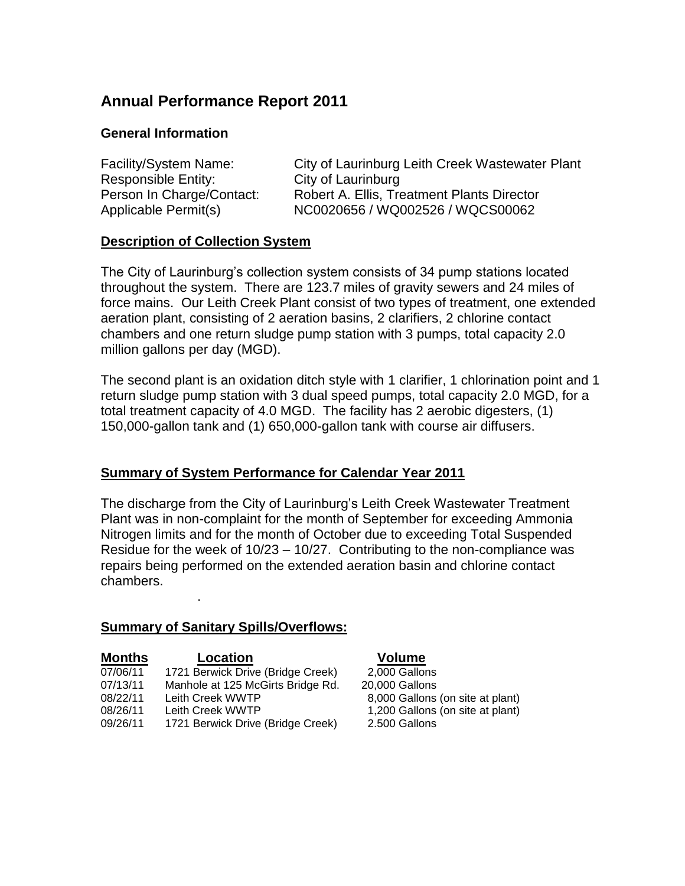# Annual Performance Report 2011

## General Information

| | |
|---|---|
| Facility/System Name: | City of Laurinburg Leith Creek Wastewater Plant |
| Responsible Entity: | City of Laurinburg |
| Person In Charge/Contact: | Robert A. Ellis, Treatment Plants Director |
| Applicable Permit(s) | NC0020656 / WQ002526 / WQCS00062 |

## Description of Collection System

The City of Laurinburg's collection system consists of 34 pump stations located throughout the system. There are 123.7 miles of gravity sewers and 24 miles of force mains. Our Leith Creek Plant consist of two types of treatment, one extended aeration plant, consisting of 2 aeration basins, 2 clarifiers, 2 chlorine contact chambers and one return sludge pump station with 3 pumps, total capacity 2.0 million gallons per day (MGD).

The second plant is an oxidation ditch style with 1 clarifier, 1 chlorination point and 1 return sludge pump station with 3 dual speed pumps, total capacity 2.0 MGD, for a total treatment capacity of 4.0 MGD. The facility has 2 aerobic digesters, (1) 150,000-gallon tank and (1) 650,000-gallon tank with course air diffusers.

## Summary of System Performance for Calendar Year 2011

The discharge from the City of Laurinburg's Leith Creek Wastewater Treatment Plant was in non-complaint for the month of September for exceeding Ammonia Nitrogen limits and for the month of October due to exceeding Total Suspended Residue for the week of 10/23 – 10/27. Contributing to the non-compliance was repairs being performed on the extended aeration basin and chlorine contact chambers.

.

## Summary of Sanitary Spills/Overflows:

| Months | Location | Volume |
|---|---|---|
| 07/06/11 | 1721 Berwick Drive (Bridge Creek) | 2,000 Gallons |
| 07/13/11 | Manhole at 125 McGirts Bridge Rd. | 20,000 Gallons |
| 08/22/11 | Leith Creek WWTP | 8,000 Gallons (on site at plant) |
| 08/26/11 | Leith Creek WWTP | 1,200 Gallons (on site at plant) |
| 09/26/11 | 1721 Berwick Drive (Bridge Creek) | 2.500 Gallons |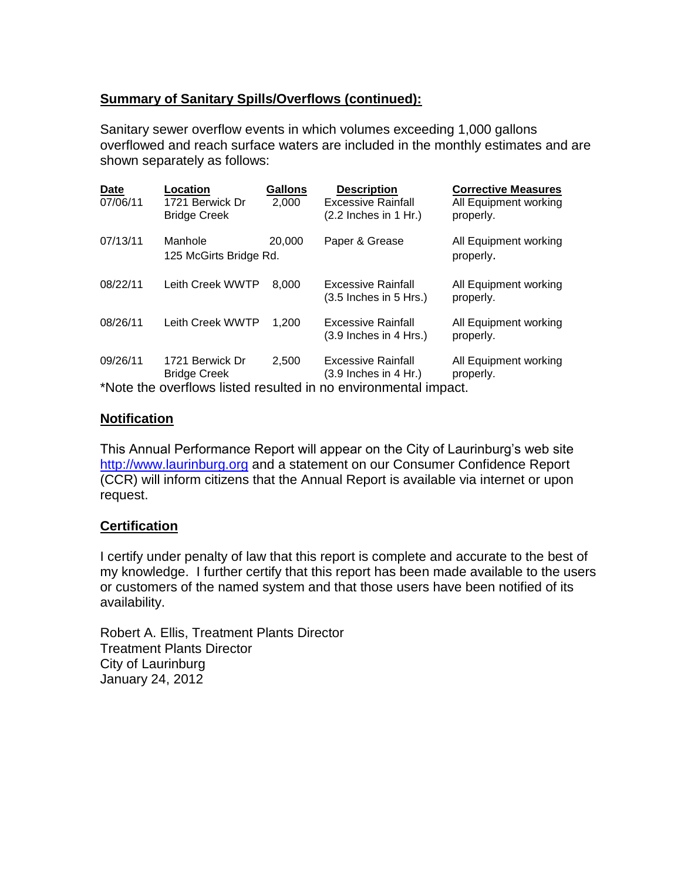**Summary of Sanitary Spills/Overflows (continued):**

Sanitary sewer overflow events in which volumes exceeding 1,000 gallons overflowed and reach surface waters are included in the monthly estimates and are shown separately as follows:

| Date | Location | Gallons | Description | Corrective Measures |
|---|---|---|---|---|
| 07/06/11 | 1721 Berwick Dr Bridge Creek | 2,000 | Excessive Rainfall (2.2 Inches in 1 Hr.) | All Equipment working properly. |
| 07/13/11 | Manhole 125 McGirts Bridge Rd. | 20,000 | Paper & Grease | All Equipment working properly. |
| 08/22/11 | Leith Creek WWTP | 8,000 | Excessive Rainfall (3.5 Inches in 5 Hrs.) | All Equipment working properly. |
| 08/26/11 | Leith Creek WWTP | 1,200 | Excessive Rainfall (3.9 Inches in 4 Hrs.) | All Equipment working properly. |
| 09/26/11 | 1721 Berwick Dr Bridge Creek | 2,500 | Excessive Rainfall (3.9 Inches in 4 Hr.) | All Equipment working properly. |

*Note the overflows listed resulted in no environmental impact.

**Notification**

This Annual Performance Report will appear on the City of Laurinburg's web site http://www.laurinburg.org and a statement on our Consumer Confidence Report (CCR) will inform citizens that the Annual Report is available via internet or upon request.

**Certification**

I certify under penalty of law that this report is complete and accurate to the best of my knowledge. I further certify that this report has been made available to the users or customers of the named system and that those users have been notified of its availability.

Robert A. Ellis, Treatment Plants Director
Treatment Plants Director
City of Laurinburg
January 24, 2012